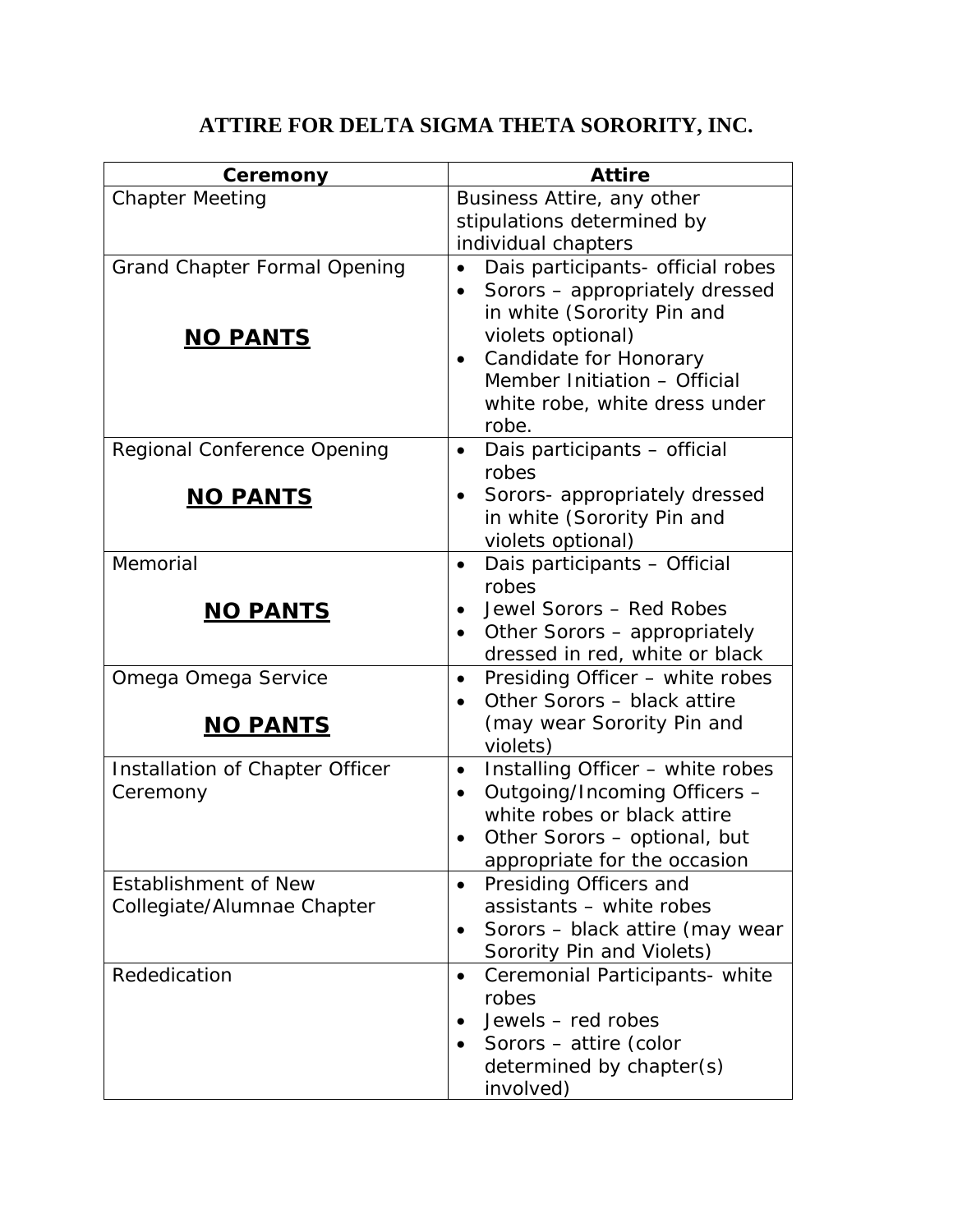# ATTIRE FOR DELTA SIGMA THETA SORORITY, INC.

| Ceremony | Attire |
| --- | --- |
| Chapter Meeting | Business Attire, any other stipulations determined by individual chapters |
| Grand Chapter Formal Opening<br><br>**<u>NO PANTS</u>** | • Dais participants- official robes<br>• Sorors – appropriately dressed in white (Sorority Pin and violets optional)<br>• Candidate for Honorary Member Initiation – Official white robe, white dress under robe. |
| Regional Conference Opening<br><br>**<u>NO PANTS</u>** | • Dais participants – official robes<br>• Sorors- appropriately dressed in white (Sorority Pin and violets optional) |
| Memorial<br><br>**<u>NO PANTS</u>** | • Dais participants – Official robes<br>• Jewel Sorors – Red Robes<br>• Other Sorors – appropriately dressed in red, white or black |
| Omega Omega Service<br><br>**<u>NO PANTS</u>** | • Presiding Officer – white robes<br>• Other Sorors – black attire (may wear Sorority Pin and violets) |
| Installation of Chapter Officer Ceremony | • Installing Officer – white robes<br>• Outgoing/Incoming Officers – white robes or black attire<br>• Other Sorors – optional, but appropriate for the occasion |
| Establishment of New Collegiate/Alumnae Chapter | • Presiding Officers and assistants – white robes<br>• Sorors – black attire (may wear Sorority Pin and Violets) |
| Rededication | • Ceremonial Participants- white robes<br>• Jewels – red robes<br>• Sorors – attire (color determined by chapter(s) involved) |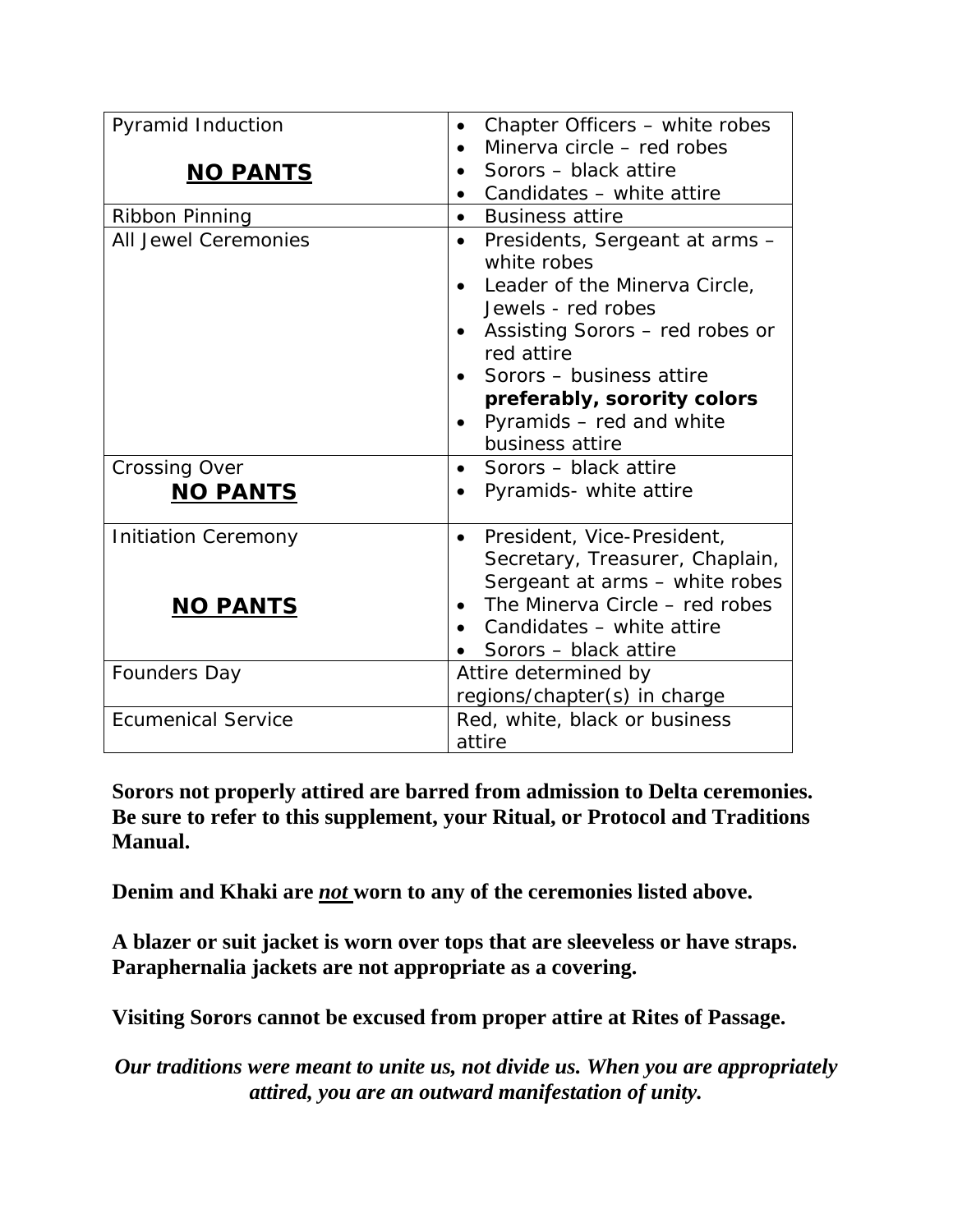| | |
|---|---|
| Pyramid Induction<br><br>**NO PANTS** | • Chapter Officers – white robes<br>• Minerva circle – red robes<br>• Sorors – black attire<br>• Candidates – white attire |
| Ribbon Pinning | • Business attire |
| All Jewel Ceremonies | • Presidents, Sergeant at arms – white robes<br>• Leader of the Minerva Circle, Jewels - red robes<br>• Assisting Sorors – red robes or red attire<br>• Sorors – business attire **preferably, sorority colors**<br>• Pyramids – red and white business attire |
| Crossing Over<br>**NO PANTS** | • Sorors – black attire<br>• Pyramids- white attire |
| Initiation Ceremony<br><br>**NO PANTS** | • President, Vice-President, Secretary, Treasurer, Chaplain, Sergeant at arms – white robes<br>• The Minerva Circle – red robes<br>• Candidates – white attire<br>• Sorors – black attire |
| Founders Day | Attire determined by regions/chapter(s) in charge |
| Ecumenical Service | Red, white, black or business attire |

**Sorors not properly attired are barred from admission to Delta ceremonies. Be sure to refer to this supplement, your Ritual, or Protocol and Traditions Manual.**

**Denim and Khaki are *not* worn to any of the ceremonies listed above.**

**A blazer or suit jacket is worn over tops that are sleeveless or have straps. Paraphernalia jackets are not appropriate as a covering.**

**Visiting Sorors cannot be excused from proper attire at Rites of Passage.**

***Our traditions were meant to unite us, not divide us. When you are appropriately attired, you are an outward manifestation of unity.***